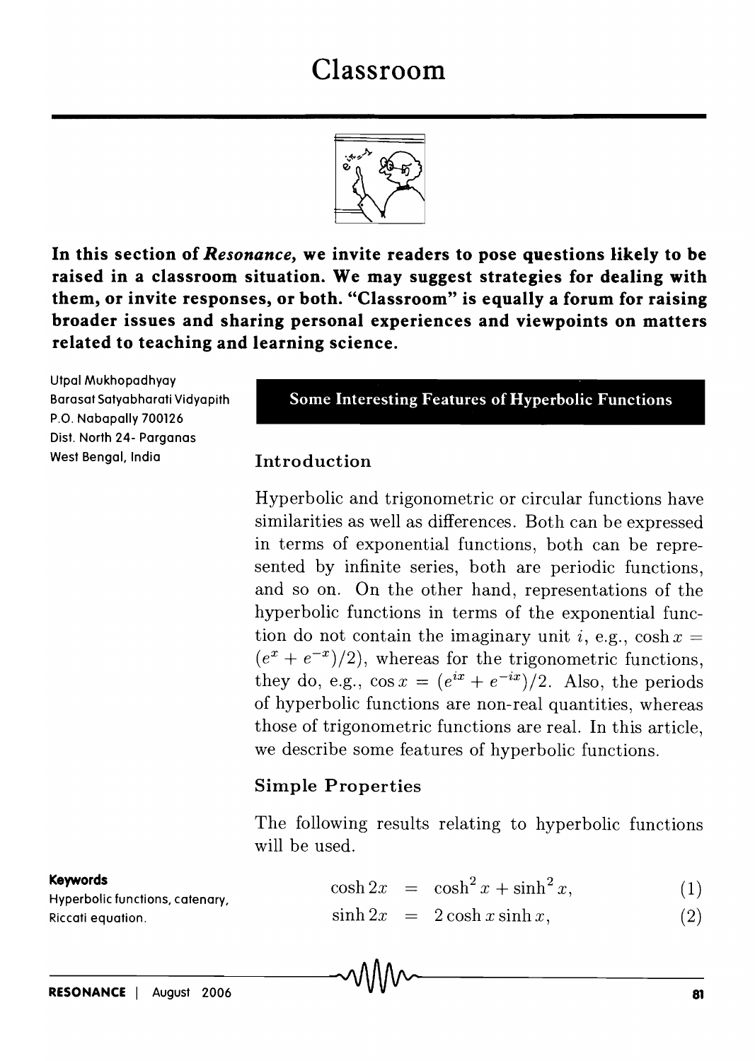# Classroom

**In this section of *Resonance*, we invite readers to pose questions likely to be raised in a classroom situation. We may suggest strategies for dealing with them, or invite responses, or both. "Classroom" is equally a forum for raising broader issues and sharing personal experiences and viewpoints on matters related to teaching and learning science.**

Utpal Mukhopadhyay
Barasat Satyabharati Vidyapith
P.O. Nabapally 700126
Dist. North 24- Parganas
West Bengal, India

## Some Interesting Features of Hyperbolic Functions

### Introduction

Hyperbolic and trigonometric or circular functions have similarities as well as differences. Both can be expressed in terms of exponential functions, both can be represented by infinite series, both are periodic functions, and so on. On the other hand, representations of the hyperbolic functions in terms of the exponential function do not contain the imaginary unit $i$, e.g., $\cosh x = (e^x + e^{-x})/2)$, whereas for the trigonometric functions, they do, e.g., $\cos x = (e^{ix} + e^{-ix})/2$. Also, the periods of hyperbolic functions are non-real quantities, whereas those of trigonometric functions are real. In this article, we describe some features of hyperbolic functions.

### Simple Properties

The following results relating to hyperbolic functions will be used.

**Keywords**
Hyperbolic functions, catenary, Riccati equation.

$$\cosh 2x = \cosh^2 x + \sinh^2 x, \tag{1}$$

$$\sinh 2x = 2 \cosh x \sinh x, \tag{2}$$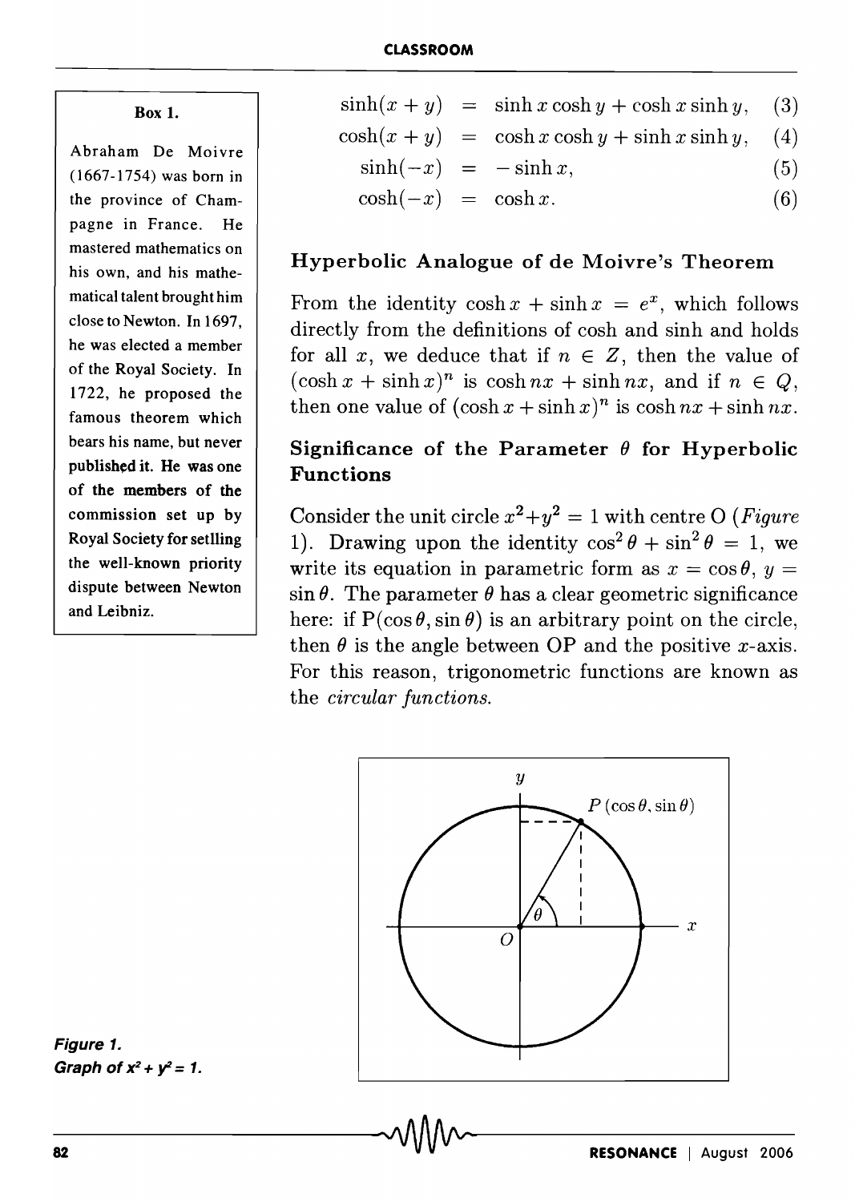$$\sinh(x+y) = \sinh x \cosh y + \cosh x \sinh y, \quad (3)$$

$$\cosh(x+y) = \cosh x \cosh y + \sinh x \sinh y, \quad (4)$$

$$\sinh(-x) = -\sinh x, \quad (5)$$

$$\cosh(-x) = \cosh x. \quad (6)$$

## Hyperbolic Analogue of de Moivre's Theorem

From the identity $\cosh x + \sinh x = e^x$, which follows directly from the definitions of cosh and sinh and holds for all $x$, we deduce that if $n \in Z$, then the value of $(\cosh x + \sinh x)^n$ is $\cosh nx + \sinh nx$, and if $n \in Q$, then one value of $(\cosh x + \sinh x)^n$ is $\cosh nx + \sinh nx$.

## Significance of the Parameter $\theta$ for Hyperbolic Functions

Consider the unit circle $x^2+y^2 = 1$ with centre O (*Figure* 1). Drawing upon the identity $\cos^2\theta + \sin^2\theta = 1$, we write its equation in parametric form as $x = \cos\theta$, $y = \sin\theta$. The parameter $\theta$ has a clear geometric significance here: if $P(\cos\theta, \sin\theta)$ is an arbitrary point on the circle, then $\theta$ is the angle between OP and the positive $x$-axis. For this reason, trigonometric functions are known as the *circular functions.*

**Figure 1.**
**Graph of $x^2 + y^2 = 1$.**

**Box 1.**

Abraham De Moivre (1667-1754) was born in the province of Champagne in France. He mastered mathematics on his own, and his mathematical talent brought him close to Newton. In 1697, he was elected a member of the Royal Society. In 1722, he proposed the famous theorem which bears his name, but never published it. He was one of the members of the commission set up by Royal Society for setlling the well-known priority dispute between Newton and Leibniz.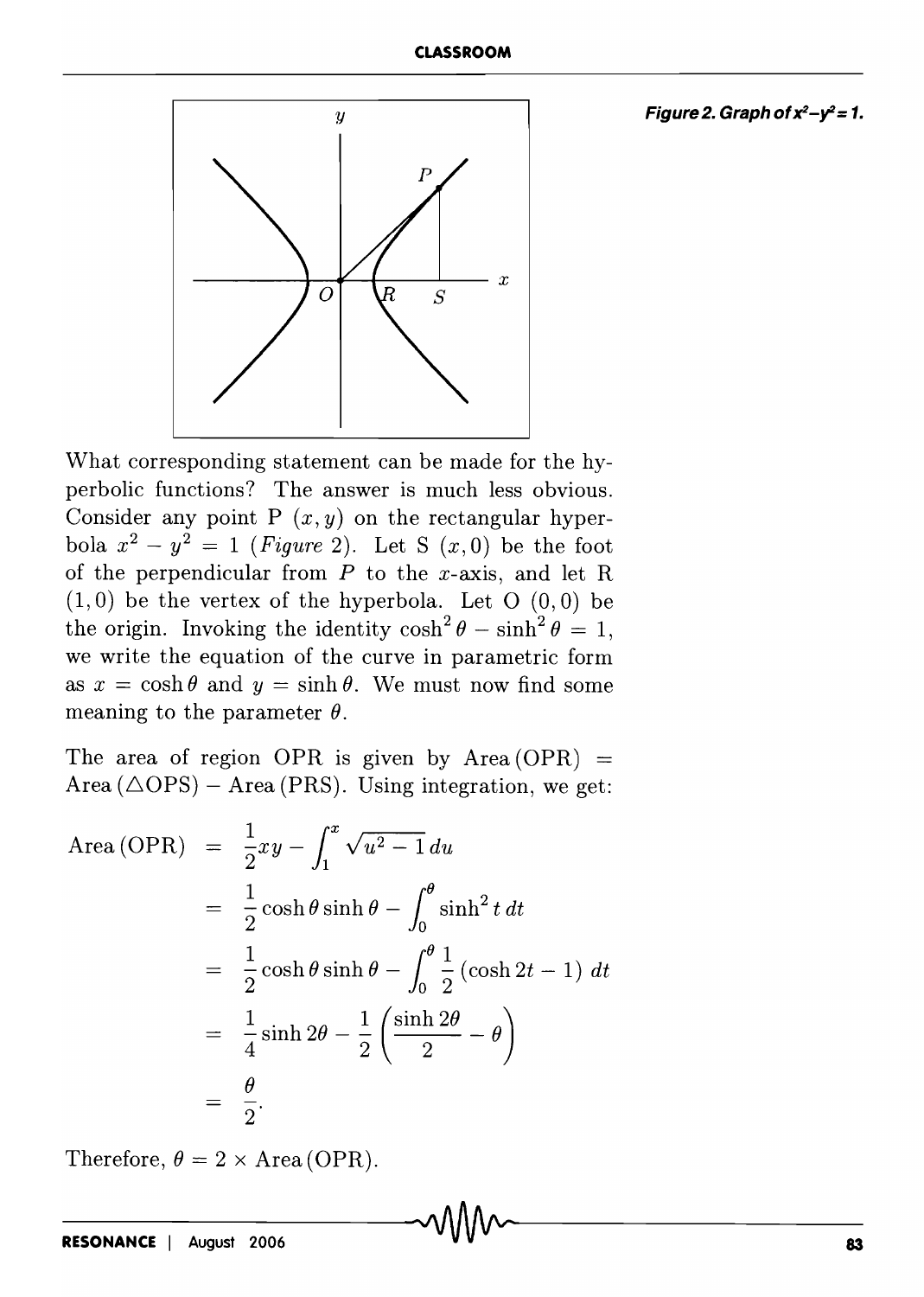Figure 2. Graph of $x^2 - y^2 = 1$.

What corresponding statement can be made for the hyperbolic functions? The answer is much less obvious. Consider any point P $(x, y)$ on the rectangular hyperbola $x^2 - y^2 = 1$ (*Figure* 2). Let S $(x, 0)$ be the foot of the perpendicular from $P$ to the $x$-axis, and let R $(1, 0)$ be the vertex of the hyperbola. Let O $(0, 0)$ be the origin. Invoking the identity $\cosh^2 \theta - \sinh^2 \theta = 1$, we write the equation of the curve in parametric form as $x = \cosh \theta$ and $y = \sinh \theta$. We must now find some meaning to the parameter $\theta$.

The area of region OPR is given by Area (OPR) = Area ($\triangle$OPS) − Area (PRS). Using integration, we get:

$$
\begin{aligned}
\text{Area (OPR)} &= \frac{1}{2}xy - \int_1^x \sqrt{u^2 - 1}\, du \\
&= \frac{1}{2}\cosh\theta \sinh\theta - \int_0^\theta \sinh^2 t\, dt \\
&= \frac{1}{2}\cosh\theta \sinh\theta - \int_0^\theta \frac{1}{2}(\cosh 2t - 1)\, dt \\
&= \frac{1}{4}\sinh 2\theta - \frac{1}{2}\left(\frac{\sinh 2\theta}{2} - \theta\right) \\
&= \frac{\theta}{2}.
\end{aligned}
$$

Therefore, $\theta = 2 \times \text{Area (OPR)}$.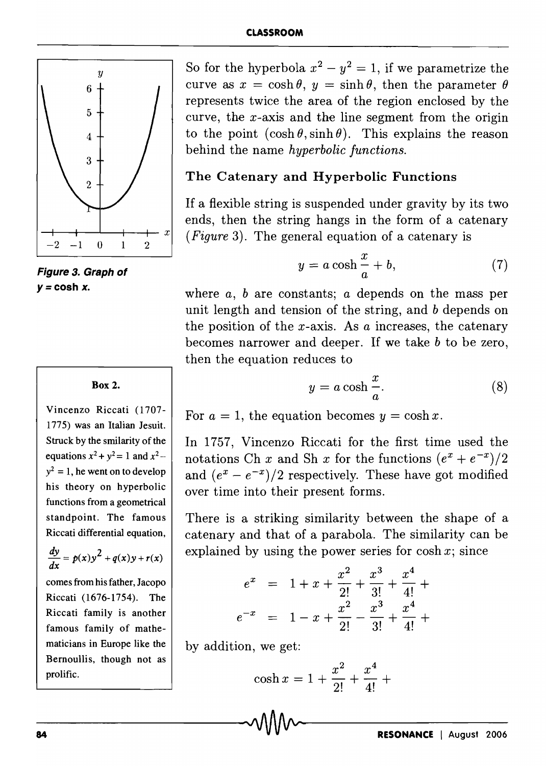So for the hyperbola $x^2 - y^2 = 1$, if we parametrize the curve as $x = \cosh\theta$, $y = \sinh\theta$, then the parameter $\theta$ represents twice the area of the region enclosed by the curve, the $x$-axis and the line segment from the origin to the point $(\cosh\theta, \sinh\theta)$. This explains the reason behind the name *hyperbolic functions.*

**Figure 3. Graph of $y = \cosh x$.**

### The Catenary and Hyperbolic Functions

If a flexible string is suspended under gravity by its two ends, then the string hangs in the form of a catenary (*Figure* 3). The general equation of a catenary is

$$y = a\cosh\frac{x}{a} + b, \tag{7}$$

where $a$, $b$ are constants; $a$ depends on the mass per unit length and tension of the string, and $b$ depends on the position of the $x$-axis. As $a$ increases, the catenary becomes narrower and deeper. If we take $b$ to be zero, then the equation reduces to

$$y = a\cosh\frac{x}{a}. \tag{8}$$

For $a = 1$, the equation becomes $y = \cosh x$.

In 1757, Vincenzo Riccati for the first time used the notations Ch $x$ and Sh $x$ for the functions $(e^x + e^{-x})/2$ and $(e^x - e^{-x})/2$ respectively. These have got modified over time into their present forms.

**Box 2.**

Vincenzo Riccati (1707-1775) was an Italian Jesuit. Struck by the similarity of the equations $x^2 + y^2 = 1$ and $x^2 - y^2 = 1$, he went on to develop his theory on hyperbolic functions from a geometrical standpoint. The famous Riccati differential equation,

$$\frac{dy}{dx} = p(x)y^2 + q(x)y + r(x)$$

comes from his father, Jacopo Riccati (1676-1754). The Riccati family is another famous family of mathematicians in Europe like the Bernoullis, though not as prolific.

There is a striking similarity between the shape of a catenary and that of a parabola. The similarity can be explained by using the power series for $\cosh x$; since

$$e^x = 1 + x + \frac{x^2}{2!} + \frac{x^3}{3!} + \frac{x^4}{4!} +$$

$$e^{-x} = 1 - x + \frac{x^2}{2!} - \frac{x^3}{3!} + \frac{x^4}{4!} +$$

by addition, we get:

$$\cosh x = 1 + \frac{x^2}{2!} + \frac{x^4}{4!} +$$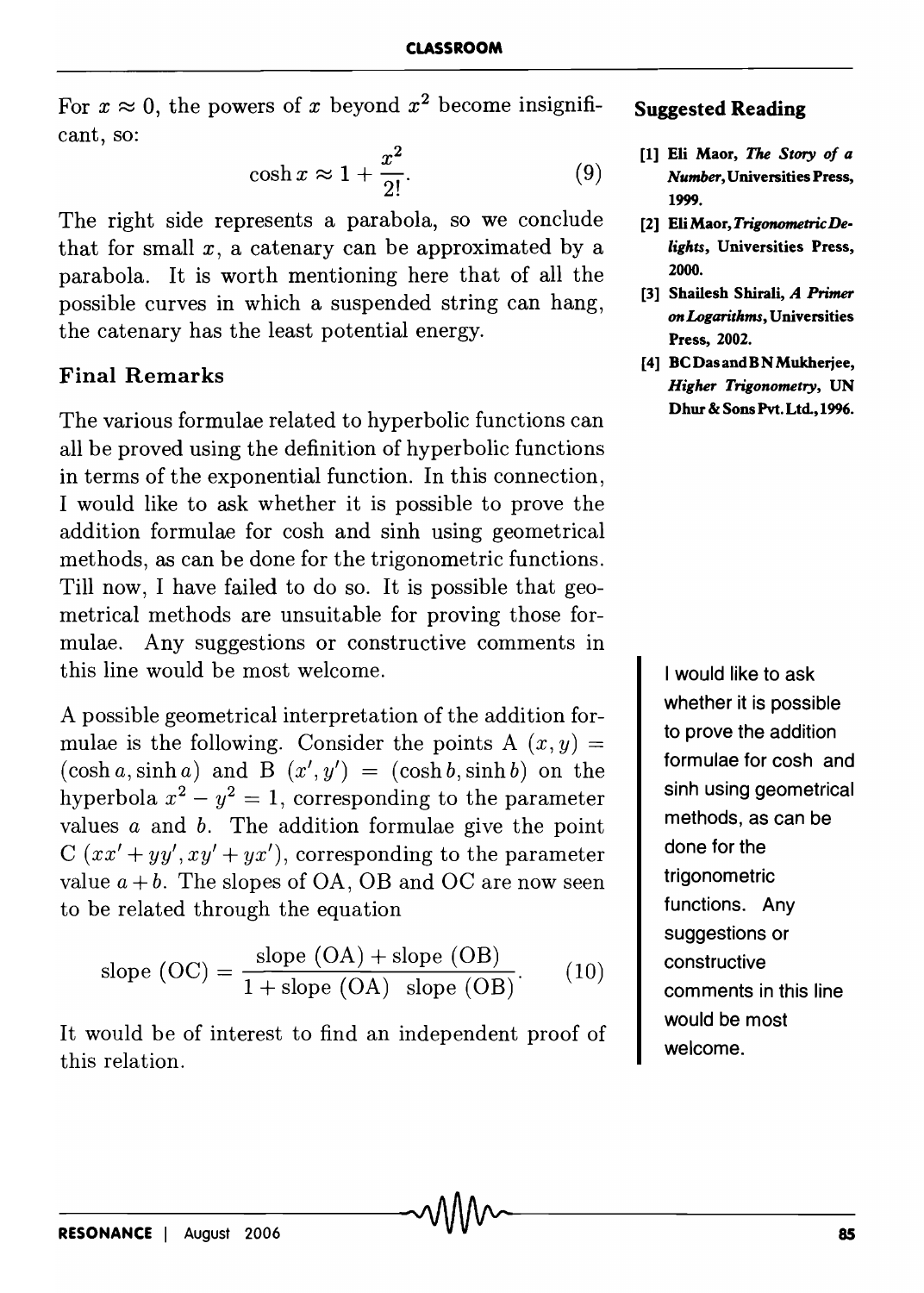For $x \approx 0$, the powers of $x$ beyond $x^2$ become insignificant, so:

$$\cosh x \approx 1 + \frac{x^2}{2!}. \tag{9}$$

The right side represents a parabola, so we conclude that for small $x$, a catenary can be approximated by a parabola. It is worth mentioning here that of all the possible curves in which a suspended string can hang, the catenary has the least potential energy.

## Final Remarks

The various formulae related to hyperbolic functions can all be proved using the definition of hyperbolic functions in terms of the exponential function. In this connection, I would like to ask whether it is possible to prove the addition formulae for cosh and sinh using geometrical methods, as can be done for the trigonometric functions. Till now, I have failed to do so. It is possible that geometrical methods are unsuitable for proving those formulae. Any suggestions or constructive comments in this line would be most welcome.

A possible geometrical interpretation of the addition formulae is the following. Consider the points A $(x, y) = (\cosh a, \sinh a)$ and B $(x', y') = (\cosh b, \sinh b)$ on the hyperbola $x^2 - y^2 = 1$, corresponding to the parameter values $a$ and $b$. The addition formulae give the point C $(xx' + yy', xy' + yx')$, corresponding to the parameter value $a + b$. The slopes of OA, OB and OC are now seen to be related through the equation

$$\text{slope (OC)} = \frac{\text{slope (OA)} + \text{slope (OB)}}{1 + \text{slope (OA)} \;\; \text{slope (OB)}}. \tag{10}$$

It would be of interest to find an independent proof of this relation.

I would like to ask whether it is possible to prove the addition formulae for cosh and sinh using geometrical methods, as can be done for the trigonometric functions. Any suggestions or constructive comments in this line would be most welcome.

### Suggested Reading

[1] **Eli Maor,** ***The Story of a Number*****, Universities Press, 1999.**

[2] **Eli Maor,** ***Trigonometric Delights*****, Universities Press, 2000.**

[3] **Shailesh Shirali,** ***A Primer on Logarithms*****, Universities Press, 2002.**

[4] **BC Das and B N Mukherjee,** ***Higher Trigonometry*****, UN Dhur & Sons Pvt. Ltd., 1996.**